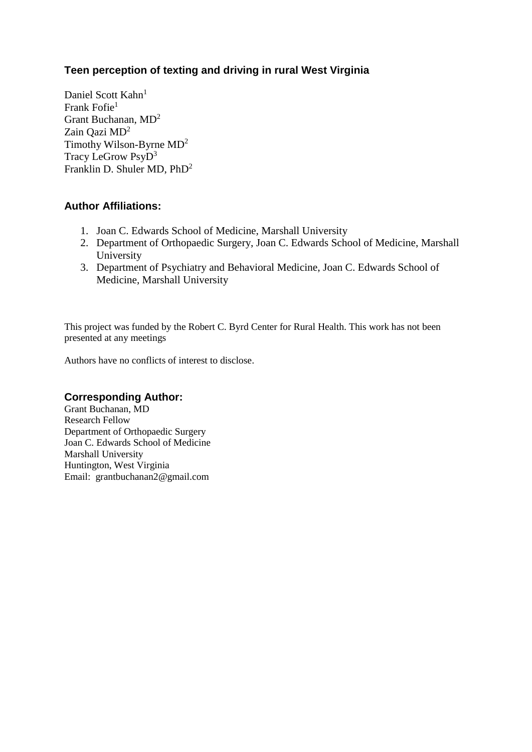# Teen perception of texting and driving in rural West Virginia

Daniel Scott Kahn[1]
Frank Fofie[1]
Grant Buchanan, MD[2]
Zain Qazi MD[2]
Timothy Wilson-Byrne MD[2]
Tracy LeGrow PsyD[3]
Franklin D. Shuler MD, PhD[2]

## Author Affiliations:

1. Joan C. Edwards School of Medicine, Marshall University
2. Department of Orthopaedic Surgery, Joan C. Edwards School of Medicine, Marshall University
3. Department of Psychiatry and Behavioral Medicine, Joan C. Edwards School of Medicine, Marshall University

This project was funded by the Robert C. Byrd Center for Rural Health. This work has not been presented at any meetings

Authors have no conflicts of interest to disclose.

## Corresponding Author:

Grant Buchanan, MD
Research Fellow
Department of Orthopaedic Surgery
Joan C. Edwards School of Medicine
Marshall University
Huntington, West Virginia
Email: grantbuchanan2@gmail.com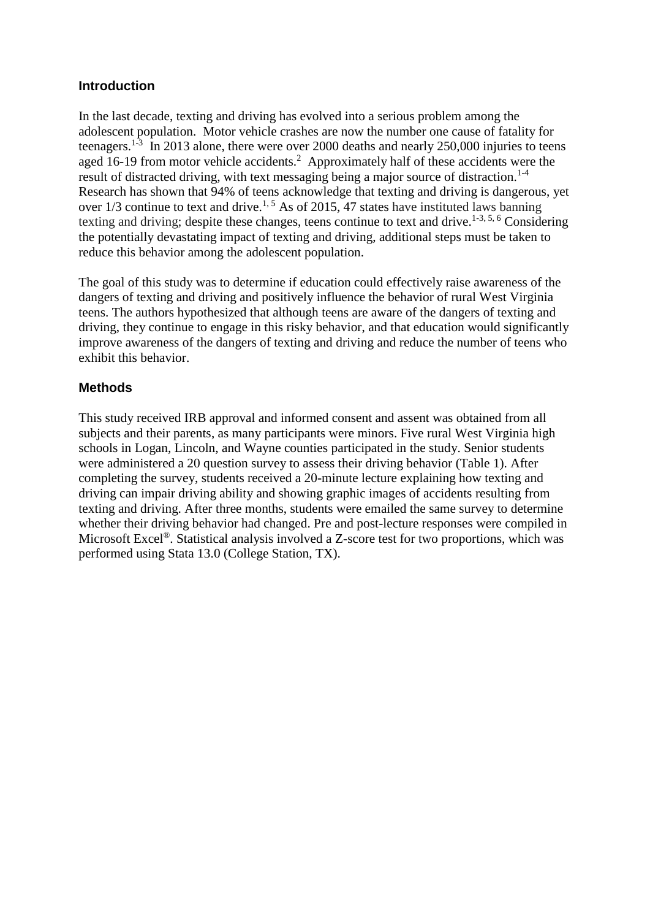## Introduction

In the last decade, texting and driving has evolved into a serious problem among the adolescent population. Motor vehicle crashes are now the number one cause of fatality for teenagers.[1-3] In 2013 alone, there were over 2000 deaths and nearly 250,000 injuries to teens aged 16-19 from motor vehicle accidents.[2] Approximately half of these accidents were the result of distracted driving, with text messaging being a major source of distraction.[1-4] Research has shown that 94% of teens acknowledge that texting and driving is dangerous, yet over 1/3 continue to text and drive.[1, 5] As of 2015, 47 states have instituted laws banning texting and driving; despite these changes, teens continue to text and drive.[1-3, 5, 6] Considering the potentially devastating impact of texting and driving, additional steps must be taken to reduce this behavior among the adolescent population.

The goal of this study was to determine if education could effectively raise awareness of the dangers of texting and driving and positively influence the behavior of rural West Virginia teens. The authors hypothesized that although teens are aware of the dangers of texting and driving, they continue to engage in this risky behavior, and that education would significantly improve awareness of the dangers of texting and driving and reduce the number of teens who exhibit this behavior.

## Methods

This study received IRB approval and informed consent and assent was obtained from all subjects and their parents, as many participants were minors. Five rural West Virginia high schools in Logan, Lincoln, and Wayne counties participated in the study. Senior students were administered a 20 question survey to assess their driving behavior (Table 1). After completing the survey, students received a 20-minute lecture explaining how texting and driving can impair driving ability and showing graphic images of accidents resulting from texting and driving. After three months, students were emailed the same survey to determine whether their driving behavior had changed. Pre and post-lecture responses were compiled in Microsoft Excel®. Statistical analysis involved a Z-score test for two proportions, which was performed using Stata 13.0 (College Station, TX).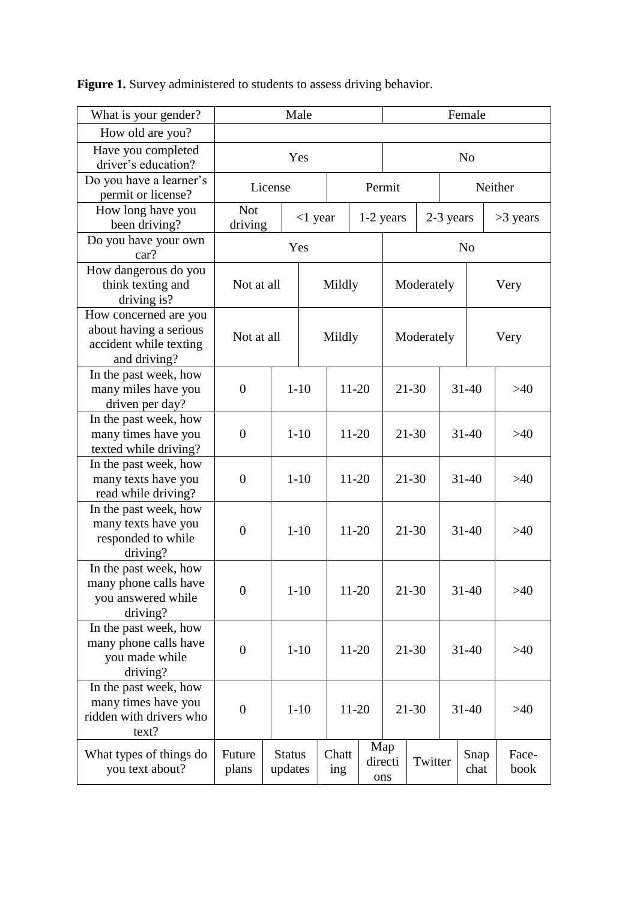**Figure 1.** Survey administered to students to assess driving behavior.

| What is your gender? | Male | | | | | | Female |
|---|---|---|---|---|---|---|---|
| How old are you? | | | | | | | |
| Have you completed driver's education? | Yes | | | | | | No |
| Do you have a learner's permit or license? | License | | Permit | | | | Neither |
| How long have you been driving? | Not driving | <1 year | 1-2 years | 2-3 years | | | >3 years |
| Do you have your own car? | Yes | | | | | | No |
| How dangerous do you think texting and driving is? | Not at all | Mildly | Moderately | | | | Very |
| How concerned are you about having a serious accident while texting and driving? | Not at all | Mildly | Moderately | | | | Very |
| In the past week, how many miles have you driven per day? | 0 | 1-10 | 11-20 | 21-30 | 31-40 | | >40 |
| In the past week, how many times have you texted while driving? | 0 | 1-10 | 11-20 | 21-30 | 31-40 | | >40 |
| In the past week, how many texts have you read while driving? | 0 | 1-10 | 11-20 | 21-30 | 31-40 | | >40 |
| In the past week, how many texts have you responded to while driving? | 0 | 1-10 | 11-20 | 21-30 | 31-40 | | >40 |
| In the past week, how many phone calls have you answered while driving? | 0 | 1-10 | 11-20 | 21-30 | 31-40 | | >40 |
| In the past week, how many phone calls have you made while driving? | 0 | 1-10 | 11-20 | 21-30 | 31-40 | | >40 |
| In the past week, how many times have you ridden with drivers who text? | 0 | 1-10 | 11-20 | 21-30 | 31-40 | | >40 |
| What types of things do you text about? | Future plans | Status updates | Chatting | Map directions | Twitter | Snapchat | Face-book |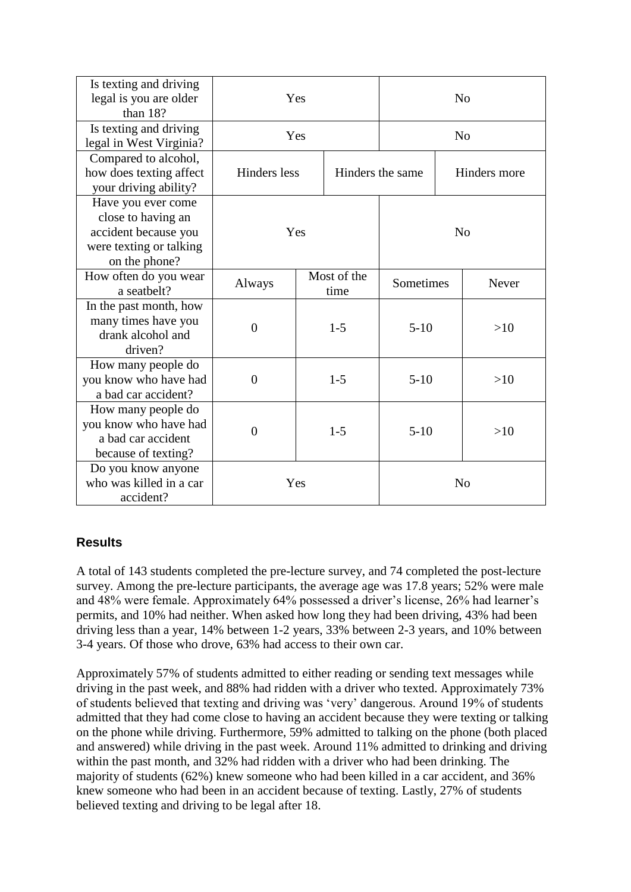| Is texting and driving legal is you are older than 18? | Yes | | | No | | |
|---|---|---|---|---|---|---|
| Is texting and driving legal in West Virginia? | Yes | | | No | | |
| Compared to alcohol, how does texting affect your driving ability? | Hinders less | | Hinders the same | | Hinders more | |
| Have you ever come close to having an accident because you were texting or talking on the phone? | Yes | | | No | | |
| How often do you wear a seatbelt? | Always | Most of the time | | Sometimes | | Never |
| In the past month, how many times have you drank alcohol and driven? | 0 | 1-5 | | 5-10 | | >10 |
| How many people do you know who have had a bad car accident? | 0 | 1-5 | | 5-10 | | >10 |
| How many people do you know who have had a bad car accident because of texting? | 0 | 1-5 | | 5-10 | | >10 |
| Do you know anyone who was killed in a car accident? | Yes | | | No | | |

## Results

A total of 143 students completed the pre-lecture survey, and 74 completed the post-lecture survey. Among the pre-lecture participants, the average age was 17.8 years; 52% were male and 48% were female. Approximately 64% possessed a driver's license, 26% had learner's permits, and 10% had neither. When asked how long they had been driving, 43% had been driving less than a year, 14% between 1-2 years, 33% between 2-3 years, and 10% between 3-4 years. Of those who drove, 63% had access to their own car.

Approximately 57% of students admitted to either reading or sending text messages while driving in the past week, and 88% had ridden with a driver who texted. Approximately 73% of students believed that texting and driving was 'very' dangerous. Around 19% of students admitted that they had come close to having an accident because they were texting or talking on the phone while driving. Furthermore, 59% admitted to talking on the phone (both placed and answered) while driving in the past week. Around 11% admitted to drinking and driving within the past month, and 32% had ridden with a driver who had been drinking. The majority of students (62%) knew someone who had been killed in a car accident, and 36% knew someone who had been in an accident because of texting. Lastly, 27% of students believed texting and driving to be legal after 18.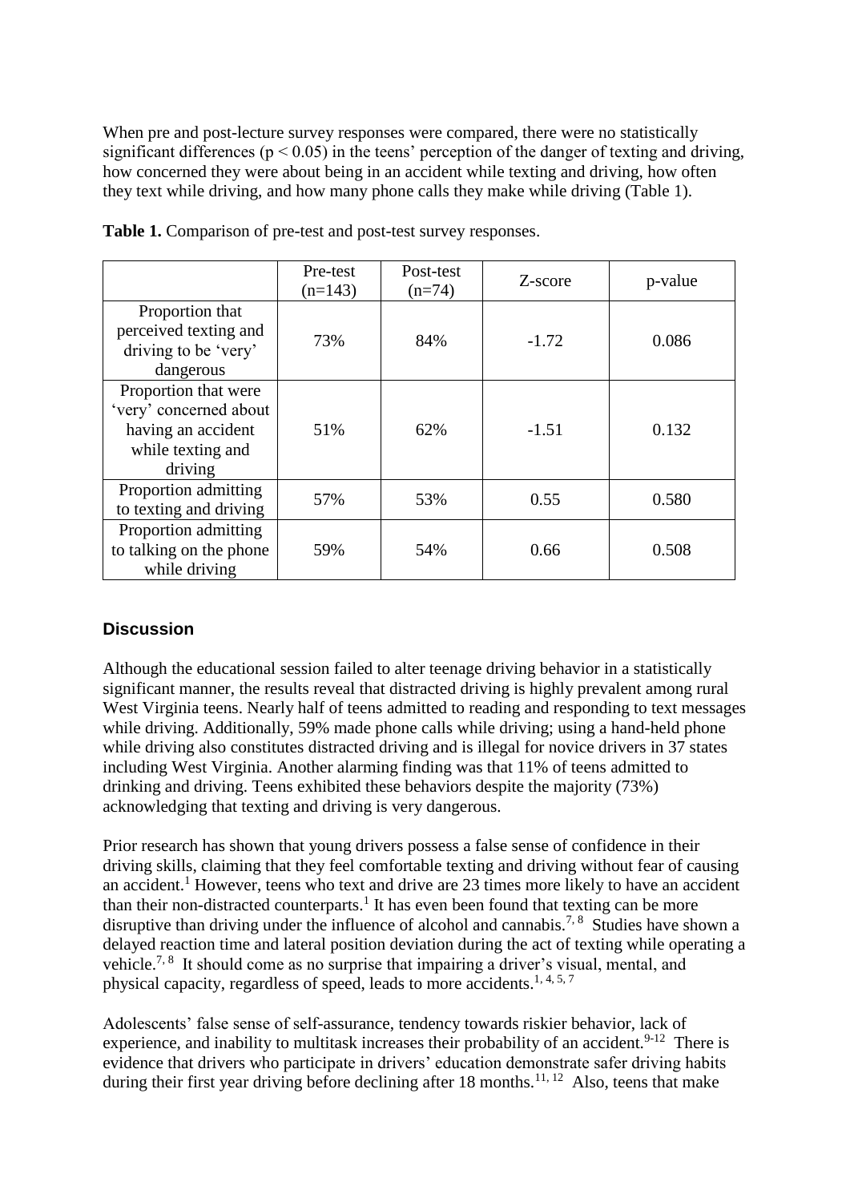When pre and post-lecture survey responses were compared, there were no statistically significant differences ($p < 0.05$) in the teens' perception of the danger of texting and driving, how concerned they were about being in an accident while texting and driving, how often they text while driving, and how many phone calls they make while driving (Table 1).

**Table 1.** Comparison of pre-test and post-test survey responses.

| | Pre-test (n=143) | Post-test (n=74) | Z-score | p-value |
|---|---|---|---|---|
| Proportion that perceived texting and driving to be 'very' dangerous | 73% | 84% | -1.72 | 0.086 |
| Proportion that were 'very' concerned about having an accident while texting and driving | 51% | 62% | -1.51 | 0.132 |
| Proportion admitting to texting and driving | 57% | 53% | 0.55 | 0.580 |
| Proportion admitting to talking on the phone while driving | 59% | 54% | 0.66 | 0.508 |

## Discussion

Although the educational session failed to alter teenage driving behavior in a statistically significant manner, the results reveal that distracted driving is highly prevalent among rural West Virginia teens. Nearly half of teens admitted to reading and responding to text messages while driving. Additionally, 59% made phone calls while driving; using a hand-held phone while driving also constitutes distracted driving and is illegal for novice drivers in 37 states including West Virginia. Another alarming finding was that 11% of teens admitted to drinking and driving. Teens exhibited these behaviors despite the majority (73%) acknowledging that texting and driving is very dangerous.

Prior research has shown that young drivers possess a false sense of confidence in their driving skills, claiming that they feel comfortable texting and driving without fear of causing an accident.[1] However, teens who text and drive are 23 times more likely to have an accident than their non-distracted counterparts.[1] It has even been found that texting can be more disruptive than driving under the influence of alcohol and cannabis.[7, 8] Studies have shown a delayed reaction time and lateral position deviation during the act of texting while operating a vehicle.[7, 8] It should come as no surprise that impairing a driver's visual, mental, and physical capacity, regardless of speed, leads to more accidents.[1, 4, 5, 7]

Adolescents' false sense of self-assurance, tendency towards riskier behavior, lack of experience, and inability to multitask increases their probability of an accident.[9-12] There is evidence that drivers who participate in drivers' education demonstrate safer driving habits during their first year driving before declining after 18 months.[11, 12] Also, teens that make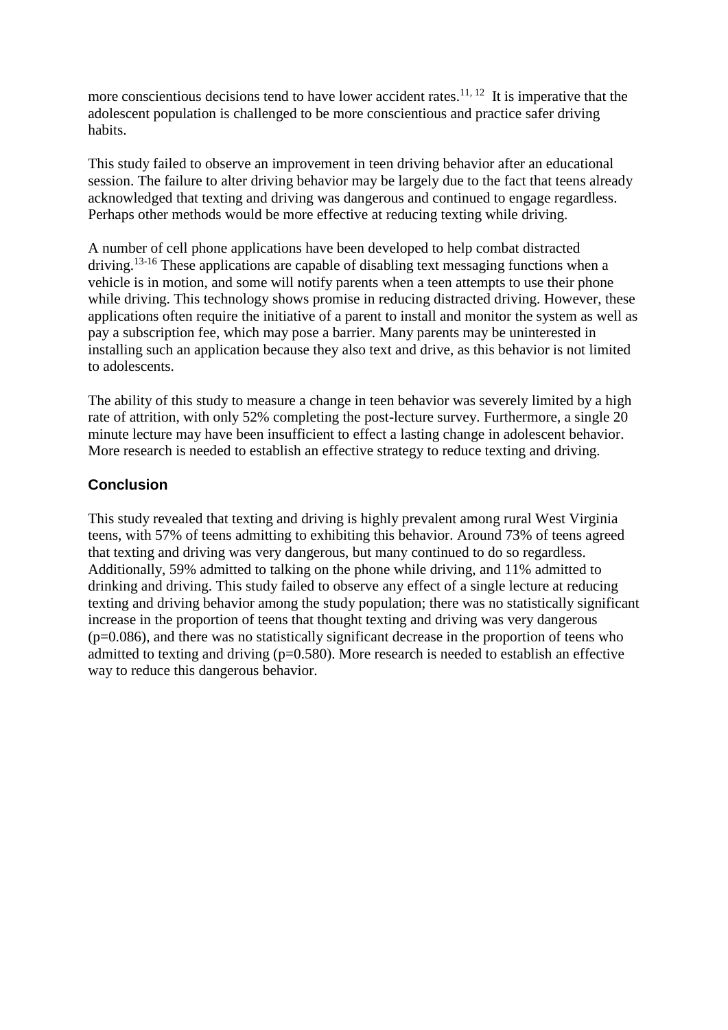more conscientious decisions tend to have lower accident rates.[11, 12] It is imperative that the adolescent population is challenged to be more conscientious and practice safer driving habits.

This study failed to observe an improvement in teen driving behavior after an educational session. The failure to alter driving behavior may be largely due to the fact that teens already acknowledged that texting and driving was dangerous and continued to engage regardless. Perhaps other methods would be more effective at reducing texting while driving.

A number of cell phone applications have been developed to help combat distracted driving.[13-16] These applications are capable of disabling text messaging functions when a vehicle is in motion, and some will notify parents when a teen attempts to use their phone while driving. This technology shows promise in reducing distracted driving. However, these applications often require the initiative of a parent to install and monitor the system as well as pay a subscription fee, which may pose a barrier. Many parents may be uninterested in installing such an application because they also text and drive, as this behavior is not limited to adolescents.

The ability of this study to measure a change in teen behavior was severely limited by a high rate of attrition, with only 52% completing the post-lecture survey. Furthermore, a single 20 minute lecture may have been insufficient to effect a lasting change in adolescent behavior. More research is needed to establish an effective strategy to reduce texting and driving.

## Conclusion

This study revealed that texting and driving is highly prevalent among rural West Virginia teens, with 57% of teens admitting to exhibiting this behavior. Around 73% of teens agreed that texting and driving was very dangerous, but many continued to do so regardless. Additionally, 59% admitted to talking on the phone while driving, and 11% admitted to drinking and driving. This study failed to observe any effect of a single lecture at reducing texting and driving behavior among the study population; there was no statistically significant increase in the proportion of teens that thought texting and driving was very dangerous ($p=0.086$), and there was no statistically significant decrease in the proportion of teens who admitted to texting and driving ($p=0.580$). More research is needed to establish an effective way to reduce this dangerous behavior.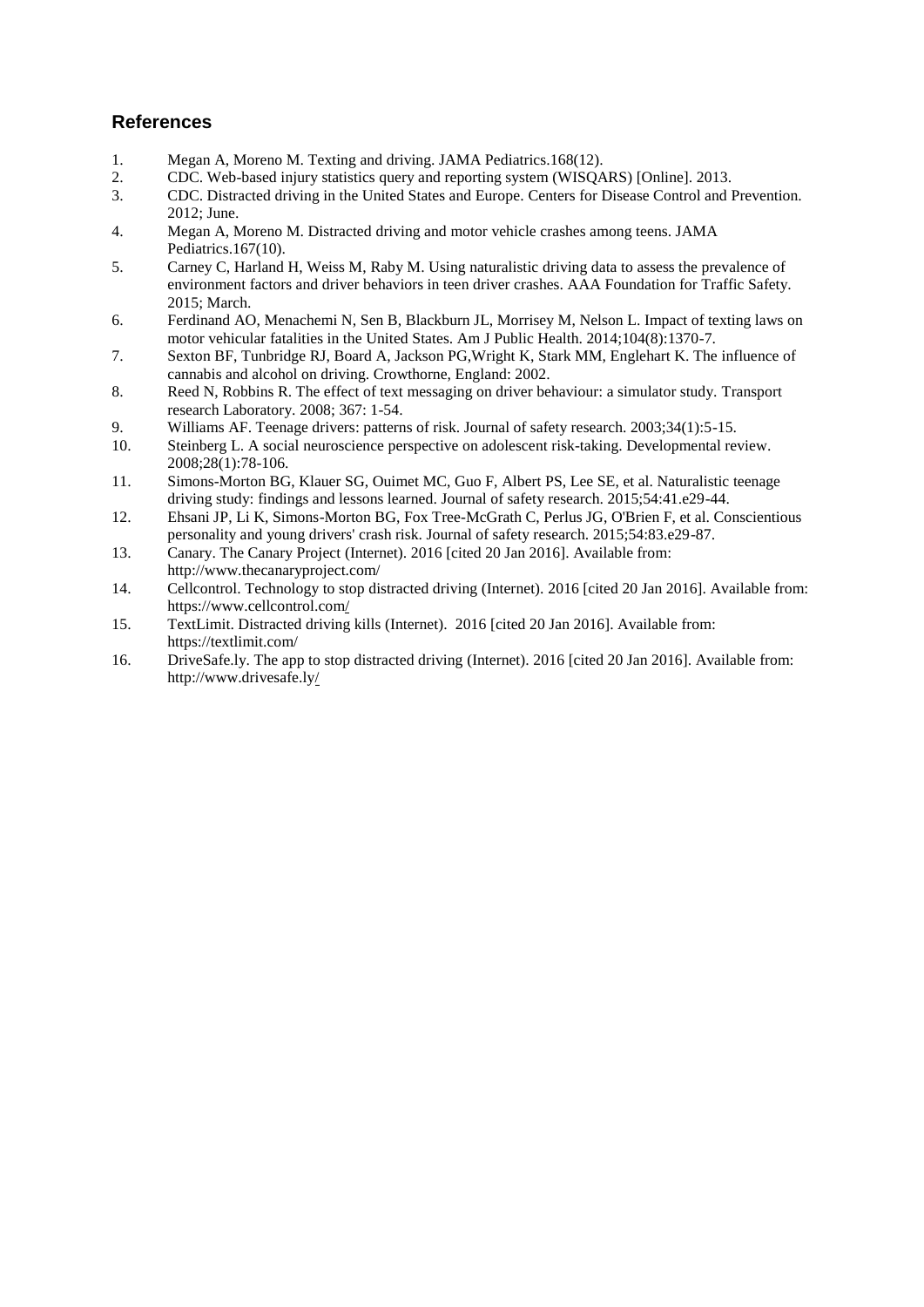## References

1. Megan A, Moreno M. Texting and driving. JAMA Pediatrics.168(12).
2. CDC. Web-based injury statistics query and reporting system (WISQARS) [Online]. 2013.
3. CDC. Distracted driving in the United States and Europe. Centers for Disease Control and Prevention. 2012; June.
4. Megan A, Moreno M. Distracted driving and motor vehicle crashes among teens. JAMA Pediatrics.167(10).
5. Carney C, Harland H, Weiss M, Raby M. Using naturalistic driving data to assess the prevalence of environment factors and driver behaviors in teen driver crashes. AAA Foundation for Traffic Safety. 2015; March.
6. Ferdinand AO, Menachemi N, Sen B, Blackburn JL, Morrisey M, Nelson L. Impact of texting laws on motor vehicular fatalities in the United States. Am J Public Health. 2014;104(8):1370-7.
7. Sexton BF, Tunbridge RJ, Board A, Jackson PG,Wright K, Stark MM, Englehart K. The influence of cannabis and alcohol on driving. Crowthorne, England: 2002.
8. Reed N, Robbins R. The effect of text messaging on driver behaviour: a simulator study. Transport research Laboratory. 2008; 367: 1-54.
9. Williams AF. Teenage drivers: patterns of risk. Journal of safety research. 2003;34(1):5-15.
10. Steinberg L. A social neuroscience perspective on adolescent risk-taking. Developmental review. 2008;28(1):78-106.
11. Simons-Morton BG, Klauer SG, Ouimet MC, Guo F, Albert PS, Lee SE, et al. Naturalistic teenage driving study: findings and lessons learned. Journal of safety research. 2015;54:41.e29-44.
12. Ehsani JP, Li K, Simons-Morton BG, Fox Tree-McGrath C, Perlus JG, O'Brien F, et al. Conscientious personality and young drivers' crash risk. Journal of safety research. 2015;54:83.e29-87.
13. Canary. The Canary Project (Internet). 2016 [cited 20 Jan 2016]. Available from: http://www.thecanaryproject.com/
14. Cellcontrol. Technology to stop distracted driving (Internet). 2016 [cited 20 Jan 2016]. Available from: https://www.cellcontrol.com/
15. TextLimit. Distracted driving kills (Internet). 2016 [cited 20 Jan 2016]. Available from: https://textlimit.com/
16. DriveSafe.ly. The app to stop distracted driving (Internet). 2016 [cited 20 Jan 2016]. Available from: http://www.drivesafe.ly/